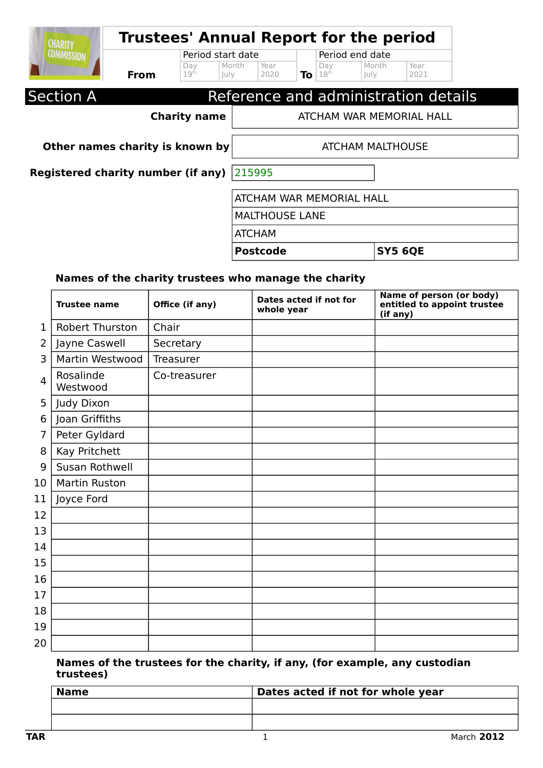# Trustees' Annual Report for the period

| | Period start date | | | | Period end date | | |
|---|---|---|---|---|---|---|---|
| | Day | Month | Year | | Day | Month | Year |
| From | 19th | July | 2020 | To | 18th | July | 2021 |

## Section A Reference and administration details

| | |
|---|---|
| **Charity name** | ATCHAM WAR MEMORIAL HALL |
| **Other names charity is known by** | ATCHAM MALTHOUSE |
| **Registered charity number (if any)** | 215995 |

ATCHAM WAR MEMORIAL HALL
MALTHOUSE LANE
ATCHAM

| | |
|---|---|
| **Postcode** | **SY5 6QE** |

### Names of the charity trustees who manage the charity

| | Trustee name | Office (if any) | Dates acted if not for whole year | Name of person (or body) entitled to appoint trustee (if any) |
|---|---|---|---|---|
| 1 | Robert Thurston | Chair | | |
| 2 | Jayne Caswell | Secretary | | |
| 3 | Martin Westwood | Treasurer | | |
| 4 | Rosalinde Westwood | Co-treasurer | | |
| 5 | Judy Dixon | | | |
| 6 | Joan Griffiths | | | |
| 7 | Peter Gyldard | | | |
| 8 | Kay Pritchett | | | |
| 9 | Susan Rothwell | | | |
| 10 | Martin Ruston | | | |
| 11 | Joyce Ford | | | |
| 12 | | | | |
| 13 | | | | |
| 14 | | | | |
| 15 | | | | |
| 16 | | | | |
| 17 | | | | |
| 18 | | | | |
| 19 | | | | |
| 20 | | | | |

### Names of the trustees for the charity, if any, (for example, any custodian trustees)

| Name | Dates acted if not for whole year |
|---|---|
| | |
| | |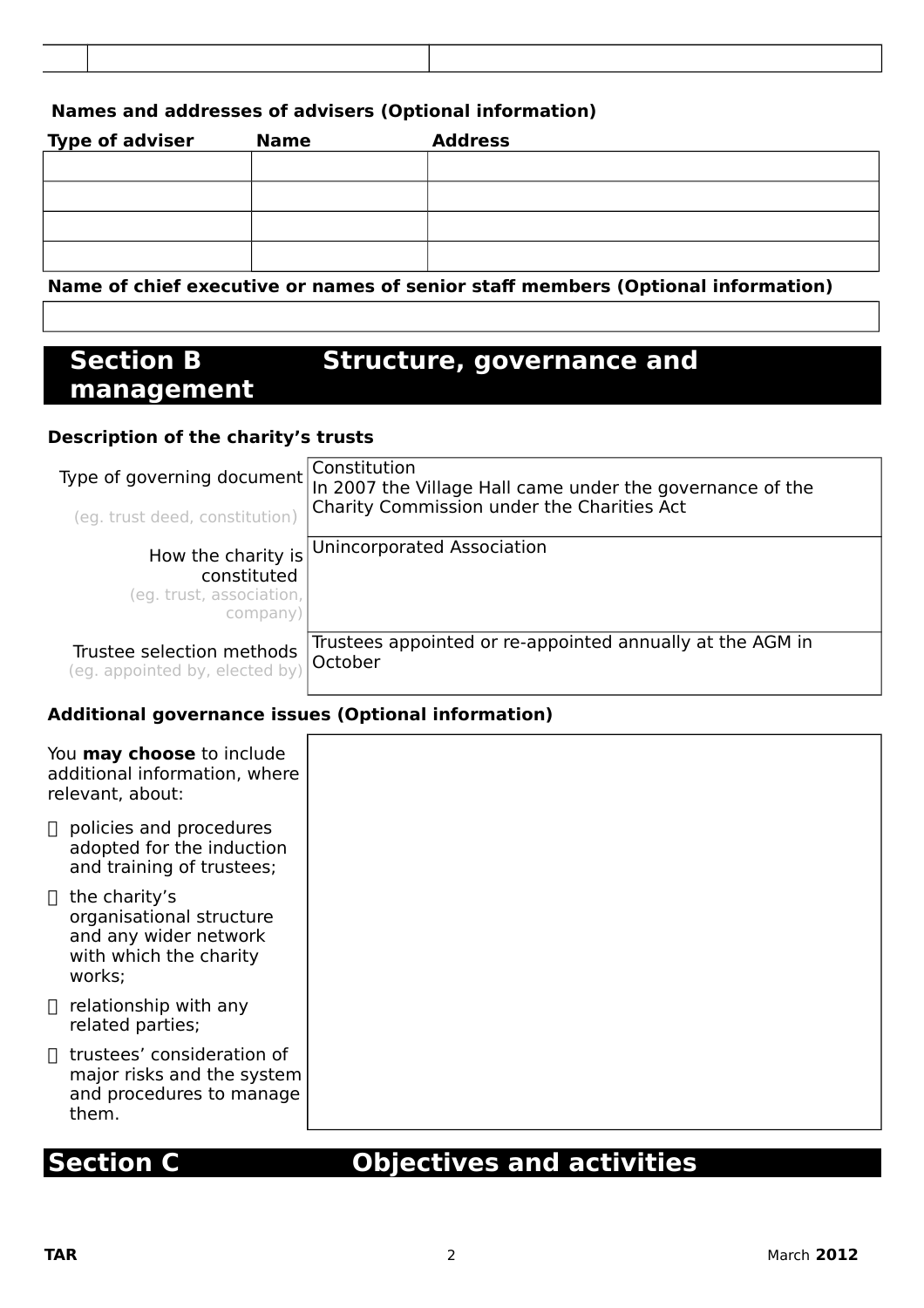| | | |
|---|---|---|
| | | |

**Names and addresses of advisers (Optional information)**

| Type of adviser | Name | Address |
|---|---|---|
| | | |
| | | |
| | | |
| | | |

**Name of chief executive or names of senior staff members (Optional information)**

| |
|---|
| |

## Section B Structure, governance and management

**Description of the charity's trusts**

| | |
|---|---|
| Type of governing document (eg. trust deed, constitution) | Constitution<br>In 2007 the Village Hall came under the governance of the Charity Commission under the Charities Act |
| How the charity is constituted (eg. trust, association, company) | Unincorporated Association |
| Trustee selection methods (eg. appointed by, elected by) | Trustees appointed or re-appointed annually at the AGM in October |

**Additional governance issues (Optional information)**

You **may choose** to include additional information, where relevant, about:

- policies and procedures adopted for the induction and training of trustees;
- the charity's organisational structure and any wider network with which the charity works;
- relationship with any related parties;
- trustees' consideration of major risks and the system and procedures to manage them.

## Section C Objectives and activities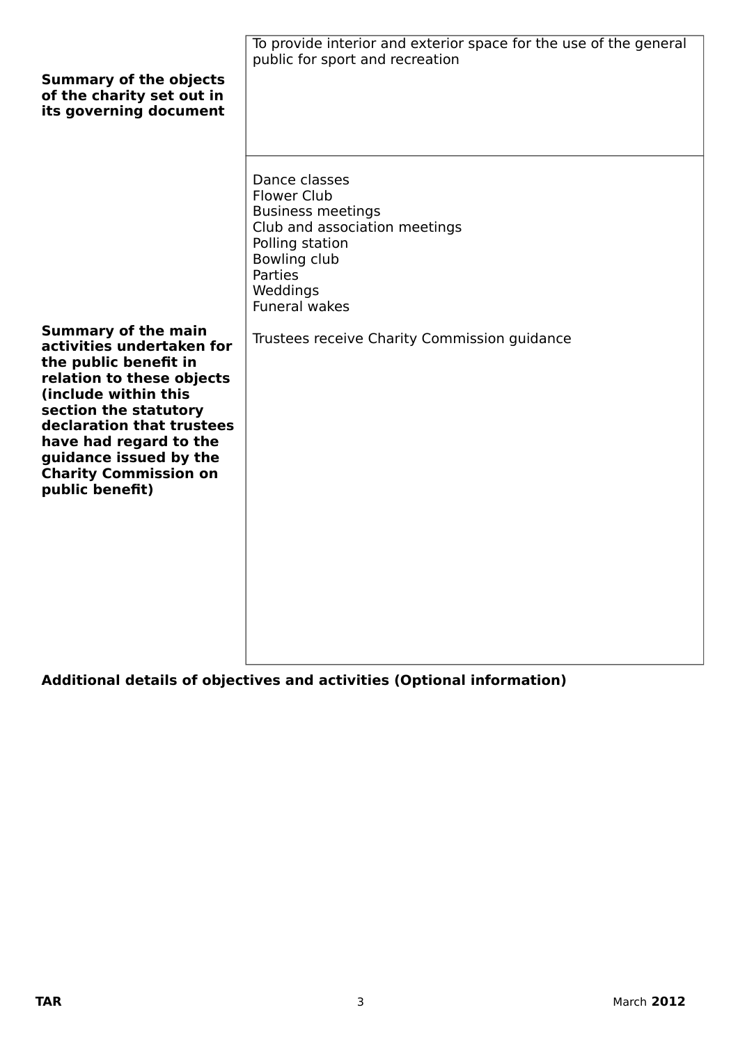| | |
|---|---|
| **Summary of the objects of the charity set out in its governing document** | To provide interior and exterior space for the use of the general public for sport and recreation |
| **Summary of the main activities undertaken for the public benefit in relation to these objects (include within this section the statutory declaration that trustees have had regard to the guidance issued by the Charity Commission on public benefit)** | Dance classes<br>Flower Club<br>Business meetings<br>Club and association meetings<br>Polling station<br>Bowling club<br>Parties<br>Weddings<br>Funeral wakes<br><br>Trustees receive Charity Commission guidance |

**Additional details of objectives and activities (Optional information)**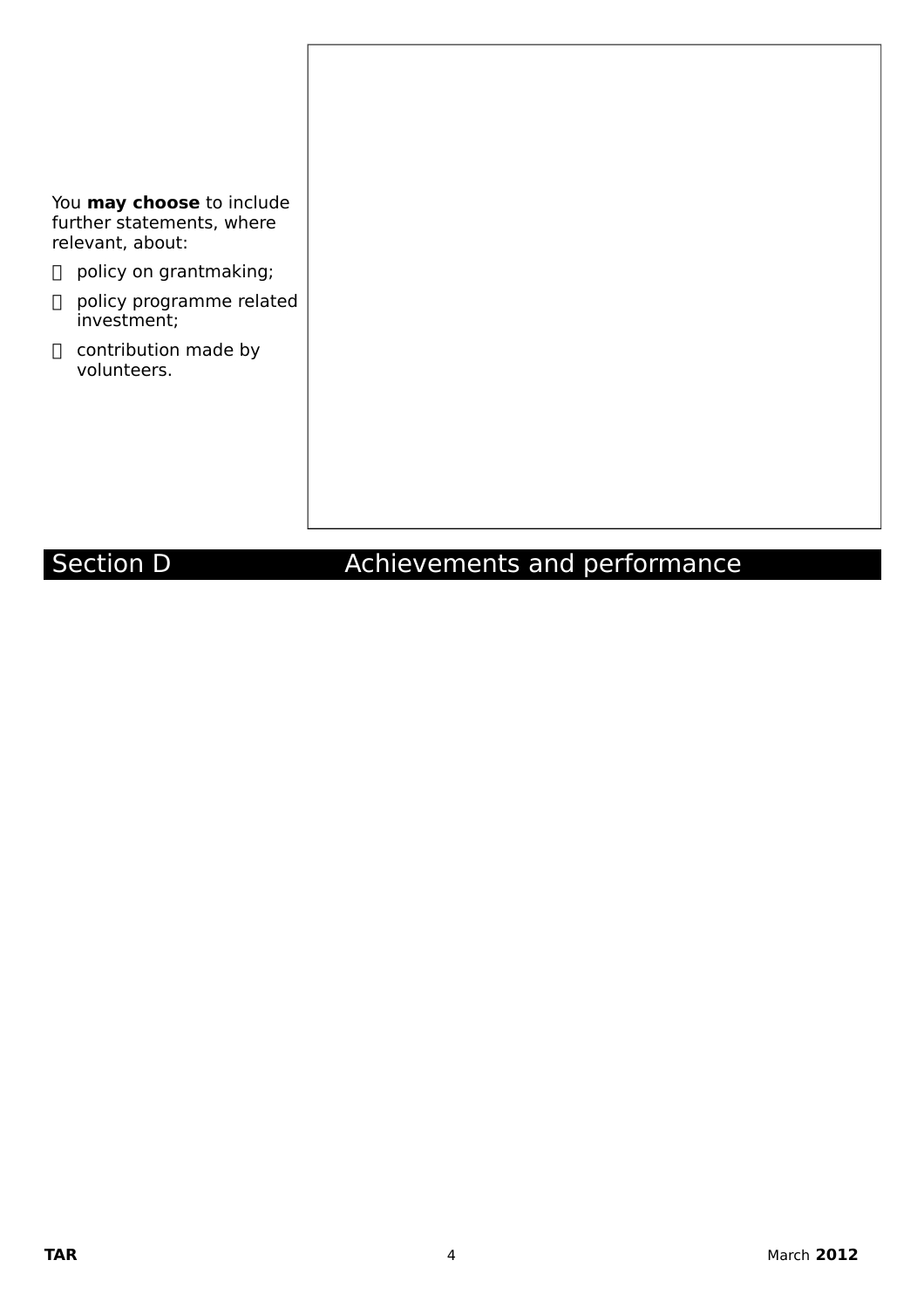You **may choose** to include further statements, where relevant, about:

- policy on grantmaking;
- policy programme related investment;
- contribution made by volunteers.

## Section D Achievements and performance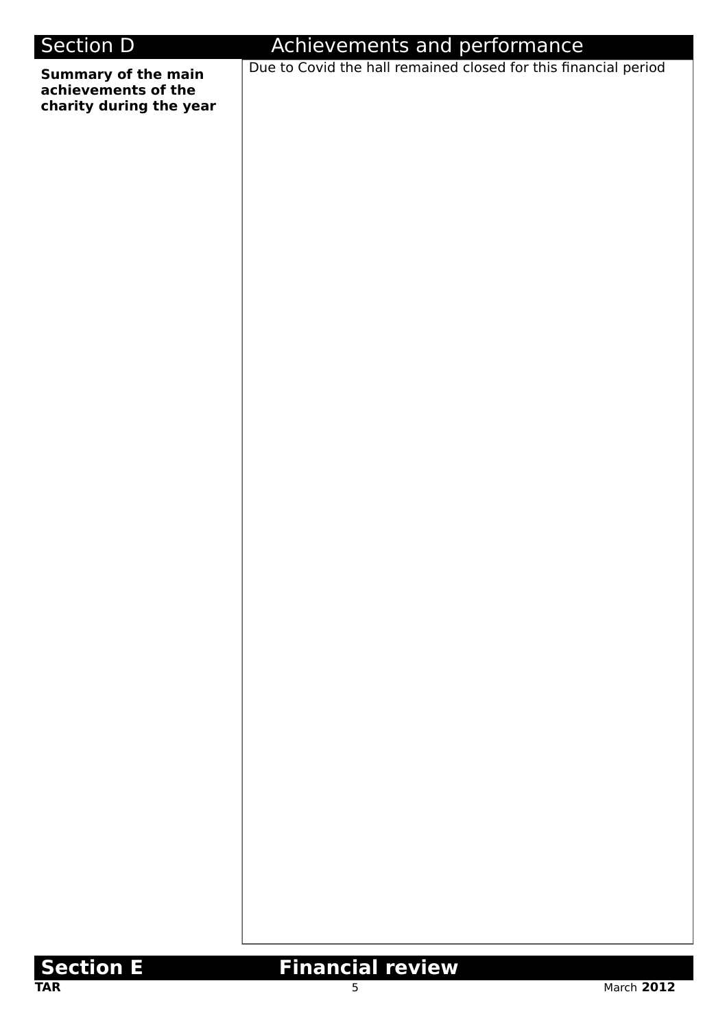## Section D Achievements and performance

| Summary of the main achievements of the charity during the year | Due to Covid the hall remained closed for this financial period |
|---|---|

## Section E Financial review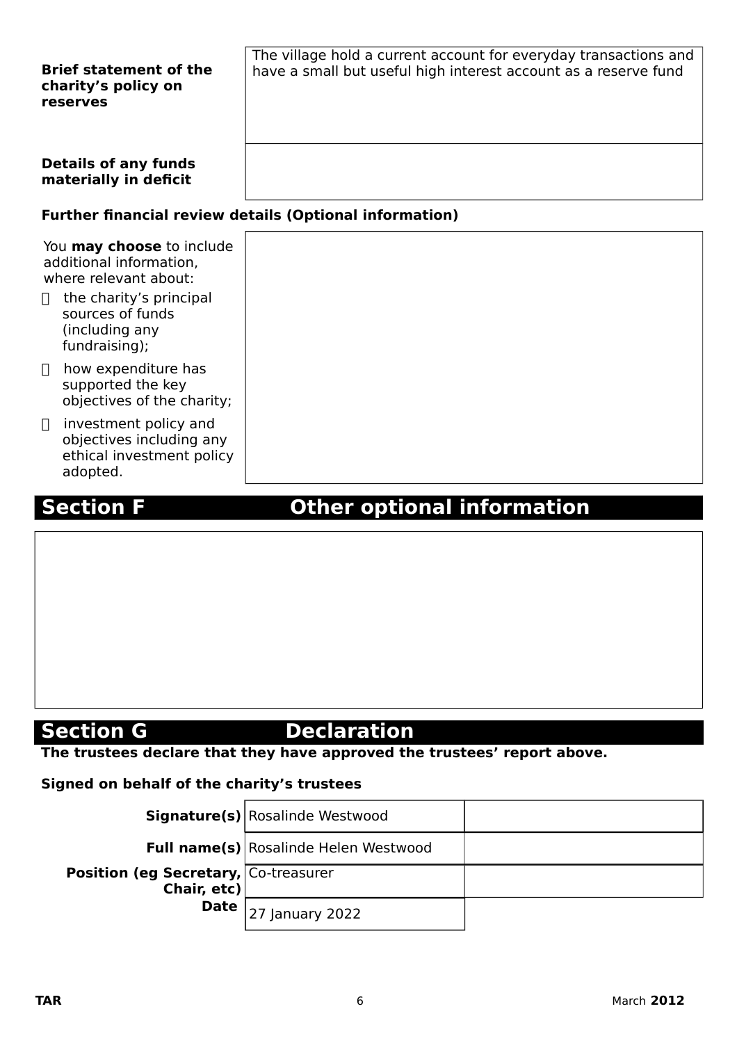| | |
|---|---|
| **Brief statement of the charity's policy on reserves** | The village hold a current account for everyday transactions and have a small but useful high interest account as a reserve fund |
| **Details of any funds materially in deficit** | |

**Further financial review details (Optional information)**

| | |
|---|---|
| You **may choose** to include additional information, where relevant about:<br>- the charity's principal sources of funds (including any fundraising);<br>- how expenditure has supported the key objectives of the charity;<br>- investment policy and objectives including any ethical investment policy adopted. | |

## Section F Other optional information

## Section G Declaration

**The trustees declare that they have approved the trustees' report above.**

**Signed on behalf of the charity's trustees**

| | | |
|---|---|---|
| **Signature(s)** | Rosalinde Westwood | |
| **Full name(s)** | Rosalinde Helen Westwood | |
| **Position (eg Secretary, Chair, etc)** | Co-treasurer | |
| **Date** | 27 January 2022 | |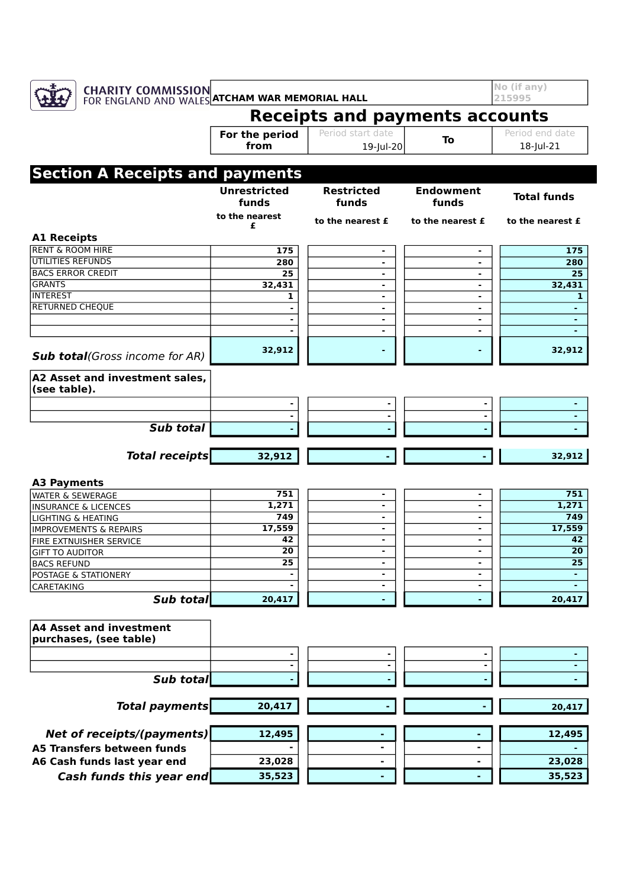CHARITY COMMISSION FOR ENGLAND AND WALES

| ATCHAM WAR MEMORIAL HALL | No (if any) 215995 |
|---|---|

# Receipts and payments accounts

| For the period from | Period start date 19-Jul-20 | To | Period end date 18-Jul-21 |
|---|---|---|---|

## Section A Receipts and payments

| | Unrestricted funds (to the nearest £) | Restricted funds (to the nearest £) | Endowment funds (to the nearest £) | Total funds (to the nearest £) |
|---|---|---|---|---|
| **A1 Receipts** | | | | |
| RENT & ROOM HIRE | 175 | - | - | 175 |
| UTILITIES REFUNDS | 280 | - | - | 280 |
| BACS ERROR CREDIT | 25 | - | - | 25 |
| GRANTS | 32,431 | - | - | 32,431 |
| INTEREST | 1 | - | - | 1 |
| RETURNED CHEQUE | - | - | - | - |
| | - | - | - | - |
| | - | - | - | - |
| ***Sub total** (Gross income for AR)* | 32,912 | - | - | 32,912 |
| **A2 Asset and investment sales, (see table).** | | | | |
| | - | - | - | - |
| | - | - | - | - |
| ***Sub total*** | - | - | - | - |
| ***Total receipts*** | 32,912 | - | - | 32,912 |
| **A3 Payments** | | | | |
| WATER & SEWERAGE | 751 | - | - | 751 |
| INSURANCE & LICENCES | 1,271 | - | - | 1,271 |
| LIGHTING & HEATING | 749 | - | - | 749 |
| IMPROVEMENTS & REPAIRS | 17,559 | - | - | 17,559 |
| FIRE EXTNUISHER SERVICE | 42 | - | - | 42 |
| GIFT TO AUDITOR | 20 | - | - | 20 |
| BACS REFUND | 25 | - | - | 25 |
| POSTAGE & STATIONERY | - | - | - | - |
| CARETAKING | - | - | - | - |
| ***Sub total*** | 20,417 | - | - | 20,417 |
| **A4 Asset and investment purchases, (see table)** | | | | |
| | - | - | - | - |
| | - | - | - | - |
| ***Sub total*** | - | - | - | - |
| ***Total payments*** | 20,417 | - | - | 20,417 |
| ***Net of receipts/(payments)*** | 12,495 | - | - | 12,495 |
| **A5 Transfers between funds** | - | - | - | - |
| **A6 Cash funds last year end** | 23,028 | - | - | 23,028 |
| ***Cash funds this year end*** | 35,523 | - | - | 35,523 |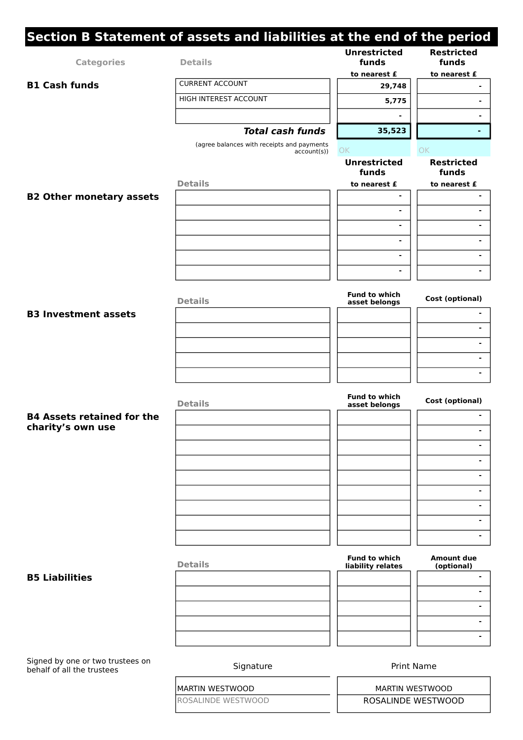## Section B Statement of assets and liabilities at the end of the period

### B1 Cash funds

| Categories | Details | Unrestricted funds to nearest £ | Restricted funds to nearest £ |
|---|---|---|---|
| B1 Cash funds | CURRENT ACCOUNT | 29,748 | - |
| | HIGH INTEREST ACCOUNT | 5,775 | - |
| | | - | - |
| | ***Total cash funds*** | **35,523** | **-** |
| | (agree balances with receipts and payments account(s)) | OK | OK |

### B2 Other monetary assets

| Details | Unrestricted funds to nearest £ | Restricted funds to nearest £ |
|---|---|---|
| | - | - |
| | - | - |
| | - | - |
| | - | - |
| | - | - |
| | - | - |

### B3 Investment assets

| Details | Fund to which asset belongs | Cost (optional) |
|---|---|---|
| | | - |
| | | - |
| | | - |
| | | - |
| | | - |

### B4 Assets retained for the charity's own use

| Details | Fund to which asset belongs | Cost (optional) |
|---|---|---|
| | | - |
| | | - |
| | | - |
| | | - |
| | | - |
| | | - |
| | | - |
| | | - |
| | | - |

### B5 Liabilities

| Details | Fund to which liability relates | Amount due (optional) |
|---|---|---|
| | | - |
| | | - |
| | | - |
| | | - |
| | | - |

Signed by one or two trustees on behalf of all the trustees

| Signature | Print Name |
|---|---|
| MARTIN WESTWOOD | MARTIN WESTWOOD |
| ROSALINDE WESTWOOD | ROSALINDE WESTWOOD |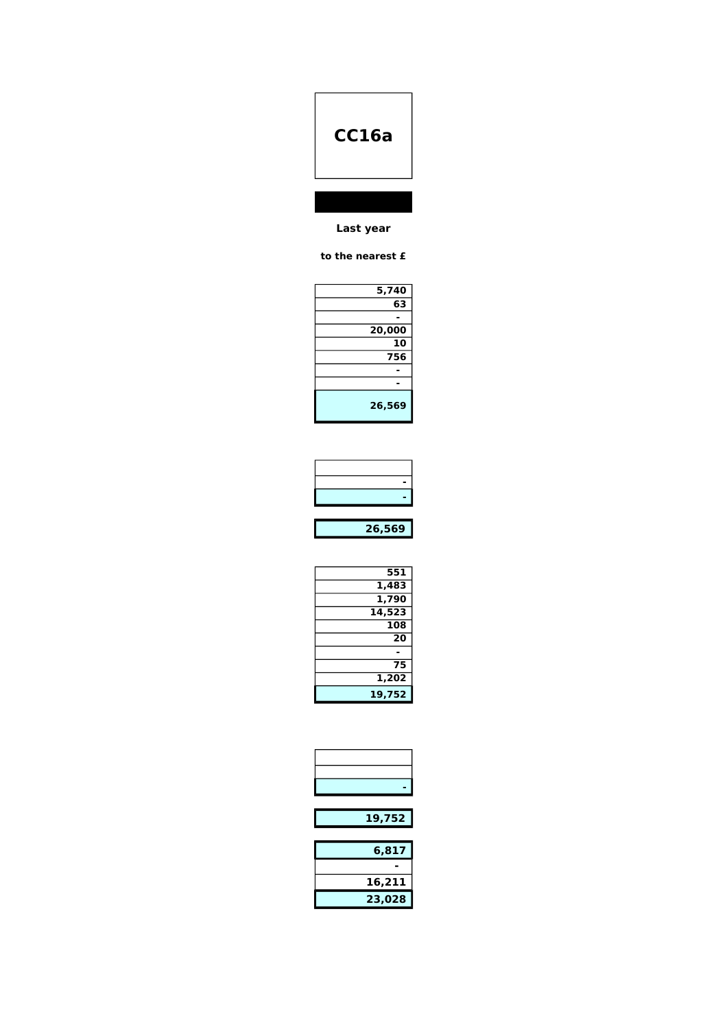# CC16a

**Last year**

**to the nearest £**

| Last year |
|---|
| 5,740 |
| 63 |
| - |
| 20,000 |
| 10 |
| 756 |
| - |
| - |
| 26,569 |

| Last year |
|---|
| |
| - |
| - |

| Last year |
|---|
| 26,569 |

| Last year |
|---|
| 551 |
| 1,483 |
| 1,790 |
| 14,523 |
| 108 |
| 20 |
| - |
| 75 |
| 1,202 |
| 19,752 |

| Last year |
|---|
| |
| |
| - |

| Last year |
|---|
| 19,752 |

| Last year |
|---|
| 6,817 |
| - |
| 16,211 |
| 23,028 |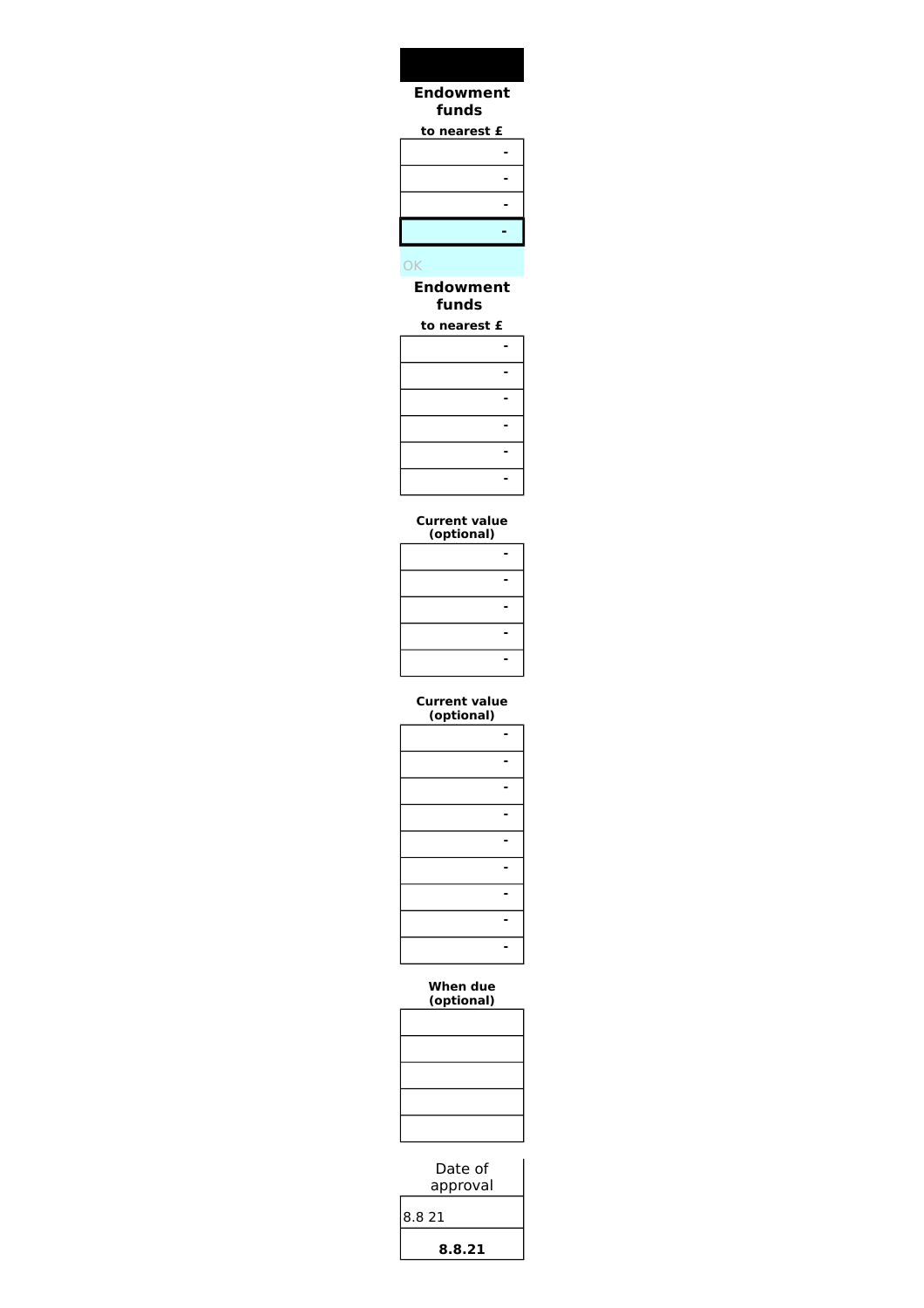| Endowment funds |
| --- |
| to nearest £ |
| - |
| - |
| - |
| - |

OK

| Endowment funds |
| --- |
| to nearest £ |
| - |
| - |
| - |
| - |
| - |
| - |

| Current value (optional) |
| --- |
| - |
| - |
| - |
| - |
| - |

| Current value (optional) |
| --- |
| - |
| - |
| - |
| - |
| - |
| - |
| - |
| - |
| - |

| When due (optional) |
| --- |
| |
| |
| |
| |
| |

| Date of approval |
| --- |
| 8.8 21 |
| **8.8.21** |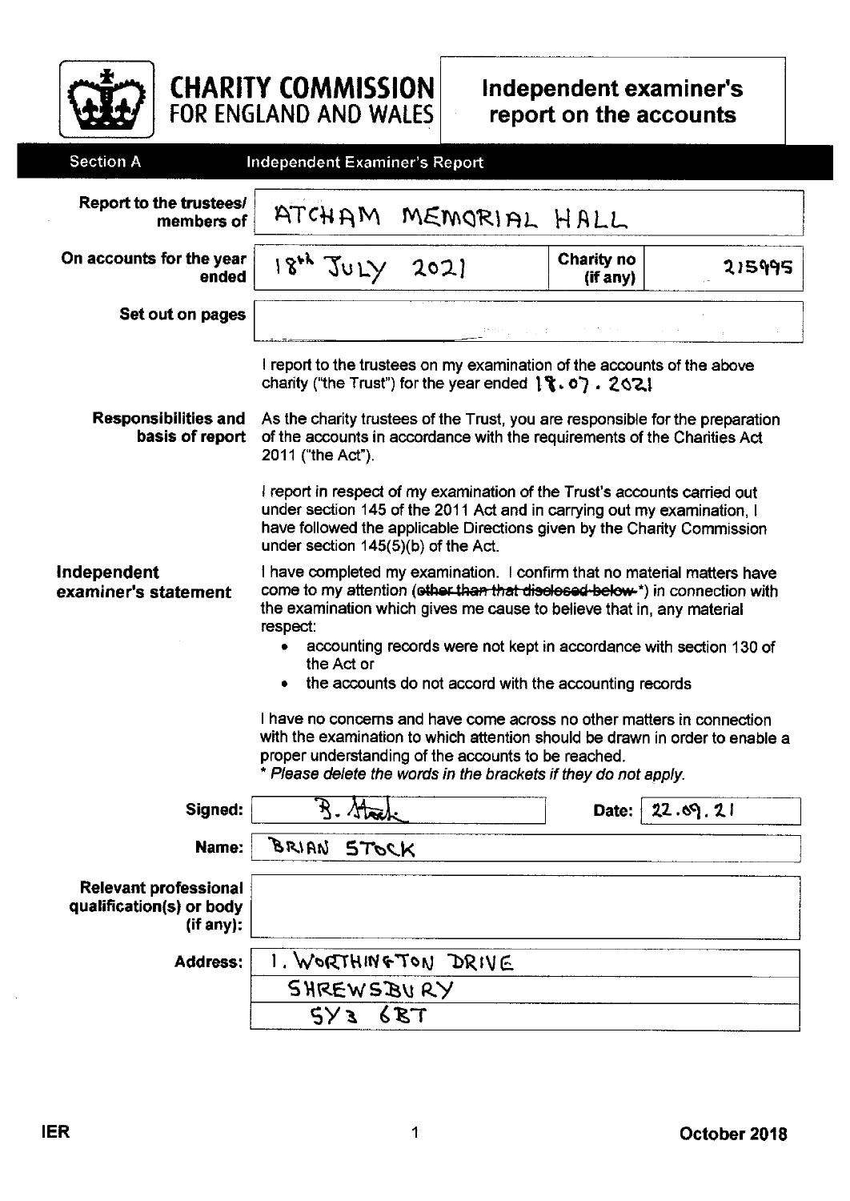**CHARITY COMMISSION FOR ENGLAND AND WALES**

# Independent examiner's report on the accounts

## Section A — Independent Examiner's Report

| | |
|---|---|
| **Report to the trustees/ members of** | ATCHAM MEMORIAL HALL |
| **On accounts for the year ended** | 18th JULY 2021 |
| **Charity no (if any)** | 215995 |
| **Set out on pages** | |

I report to the trustees on my examination of the accounts of the above charity ("the Trust") for the year ended 18.07.2021

**Responsibilities and basis of report**

As the charity trustees of the Trust, you are responsible for the preparation of the accounts in accordance with the requirements of the Charities Act 2011 ("the Act").

I report in respect of my examination of the Trust's accounts carried out under section 145 of the 2011 Act and in carrying out my examination, I have followed the applicable Directions given by the Charity Commission under section 145(5)(b) of the Act.

**Independent examiner's statement**

I have completed my examination. I confirm that no material matters have come to my attention (~~other than that disclosed below~~*) in connection with the examination which gives me cause to believe that in, any material respect:

- accounting records were not kept in accordance with section 130 of the Act or
- the accounts do not accord with the accounting records

I have no concerns and have come across no other matters in connection with the examination to which attention should be drawn in order to enable a proper understanding of the accounts to be reached.

*\* Please delete the words in the brackets if they do not apply.*

| | |
|---|---|
| **Signed:** | B. Stock |
| **Date:** | 22.09.21 |
| **Name:** | BRIAN STOCK |
| **Relevant professional qualification(s) or body (if any):** | |
| **Address:** | 1, WORTHINGTON DRIVE<br>SHREWSBURY<br>SY3 6BT |

IER — October 2018